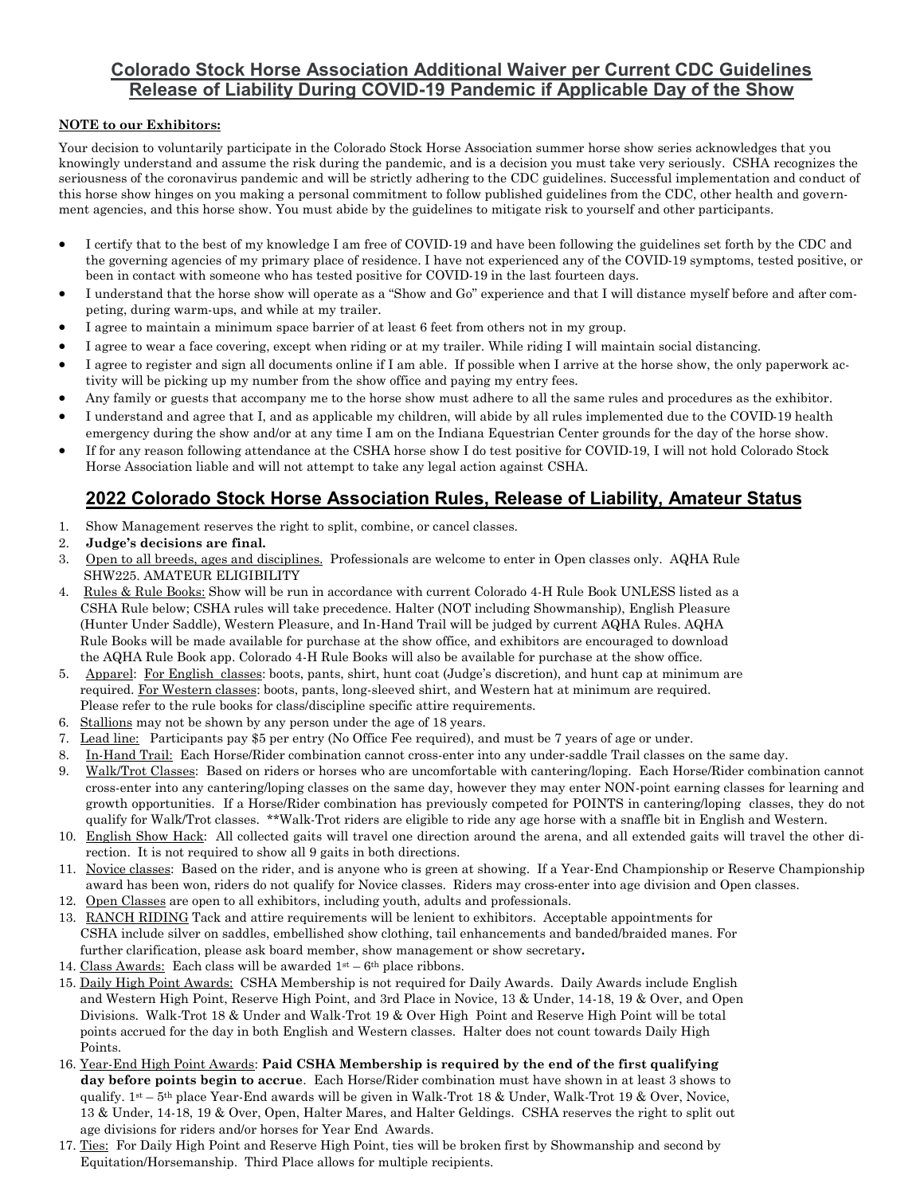## Colorado Stock Horse Association Additional Waiver per Current CDC Guidelines Release of Liability During COVID-19 Pandemic if Applicable Day of the Show

**NOTE to our Exhibitors:**

Your decision to voluntarily participate in the Colorado Stock Horse Association summer horse show series acknowledges that you knowingly understand and assume the risk during the pandemic, and is a decision you must take very seriously. CSHA recognizes the seriousness of the coronavirus pandemic and will be strictly adhering to the CDC guidelines. Successful implementation and conduct of this horse show hinges on you making a personal commitment to follow published guidelines from the CDC, other health and government agencies, and this horse show. You must abide by the guidelines to mitigate risk to yourself and other participants.

- I certify that to the best of my knowledge I am free of COVID-19 and have been following the guidelines set forth by the CDC and the governing agencies of my primary place of residence. I have not experienced any of the COVID-19 symptoms, tested positive, or been in contact with someone who has tested positive for COVID-19 in the last fourteen days.
- I understand that the horse show will operate as a "Show and Go" experience and that I will distance myself before and after competing, during warm-ups, and while at my trailer.
- I agree to maintain a minimum space barrier of at least 6 feet from others not in my group.
- I agree to wear a face covering, except when riding or at my trailer. While riding I will maintain social distancing.
- I agree to register and sign all documents online if I am able. If possible when I arrive at the horse show, the only paperwork activity will be picking up my number from the show office and paying my entry fees.
- Any family or guests that accompany me to the horse show must adhere to all the same rules and procedures as the exhibitor.
- I understand and agree that I, and as applicable my children, will abide by all rules implemented due to the COVID-19 health emergency during the show and/or at any time I am on the Indiana Equestrian Center grounds for the day of the horse show.
- If for any reason following attendance at the CSHA horse show I do test positive for COVID-19, I will not hold Colorado Stock Horse Association liable and will not attempt to take any legal action against CSHA.

## 2022 Colorado Stock Horse Association Rules, Release of Liability, Amateur Status

1. Show Management reserves the right to split, combine, or cancel classes.
2. **Judge's decisions are final.**
3. Open to all breeds, ages and disciplines. Professionals are welcome to enter in Open classes only. AQHA Rule SHW225. AMATEUR ELIGIBILITY
4. Rules & Rule Books: Show will be run in accordance with current Colorado 4-H Rule Book UNLESS listed as a CSHA Rule below; CSHA rules will take precedence. Halter (NOT including Showmanship), English Pleasure (Hunter Under Saddle), Western Pleasure, and In-Hand Trail will be judged by current AQHA Rules. AQHA Rule Books will be made available for purchase at the show office, and exhibitors are encouraged to download the AQHA Rule Book app. Colorado 4-H Rule Books will also be available for purchase at the show office.
5. Apparel: For English classes: boots, pants, shirt, hunt coat (Judge's discretion), and hunt cap at minimum are required. For Western classes: boots, pants, long-sleeved shirt, and Western hat at minimum are required. Please refer to the rule books for class/discipline specific attire requirements.
6. Stallions may not be shown by any person under the age of 18 years.
7. Lead line: Participants pay $5 per entry (No Office Fee required), and must be 7 years of age or under.
8. In-Hand Trail: Each Horse/Rider combination cannot cross-enter into any under-saddle Trail classes on the same day.
9. Walk/Trot Classes: Based on riders or horses who are uncomfortable with cantering/loping. Each Horse/Rider combination cannot cross-enter into any cantering/loping classes on the same day, however they may enter NON-point earning classes for learning and growth opportunities. If a Horse/Rider combination has previously competed for POINTS in cantering/loping classes, they do not qualify for Walk/Trot classes. \*\*Walk-Trot riders are eligible to ride any age horse with a snaffle bit in English and Western.
10. English Show Hack: All collected gaits will travel one direction around the arena, and all extended gaits will travel the other direction. It is not required to show all 9 gaits in both directions.
11. Novice classes: Based on the rider, and is anyone who is green at showing. If a Year-End Championship or Reserve Championship award has been won, riders do not qualify for Novice classes. Riders may cross-enter into age division and Open classes.
12. Open Classes are open to all exhibitors, including youth, adults and professionals.
13. RANCH RIDING Tack and attire requirements will be lenient to exhibitors. Acceptable appointments for CSHA include silver on saddles, embellished show clothing, tail enhancements and banded/braided manes. For further clarification, please ask board member, show management or show secretary**.**
14. Class Awards: Each class will be awarded 1st – 6th place ribbons.
15. Daily High Point Awards: CSHA Membership is not required for Daily Awards. Daily Awards include English and Western High Point, Reserve High Point, and 3rd Place in Novice, 13 & Under, 14-18, 19 & Over, and Open Divisions. Walk-Trot 18 & Under and Walk-Trot 19 & Over High Point and Reserve High Point will be total points accrued for the day in both English and Western classes. Halter does not count towards Daily High Points.
16. Year-End High Point Awards: **Paid CSHA Membership is required by the end of the first qualifying day before points begin to accrue**. Each Horse/Rider combination must have shown in at least 3 shows to qualify. 1st – 5th place Year-End awards will be given in Walk-Trot 18 & Under, Walk-Trot 19 & Over, Novice, 13 & Under, 14-18, 19 & Over, Open, Halter Mares, and Halter Geldings. CSHA reserves the right to split out age divisions for riders and/or horses for Year End Awards.
17. Ties: For Daily High Point and Reserve High Point, ties will be broken first by Showmanship and second by Equitation/Horsemanship. Third Place allows for multiple recipients.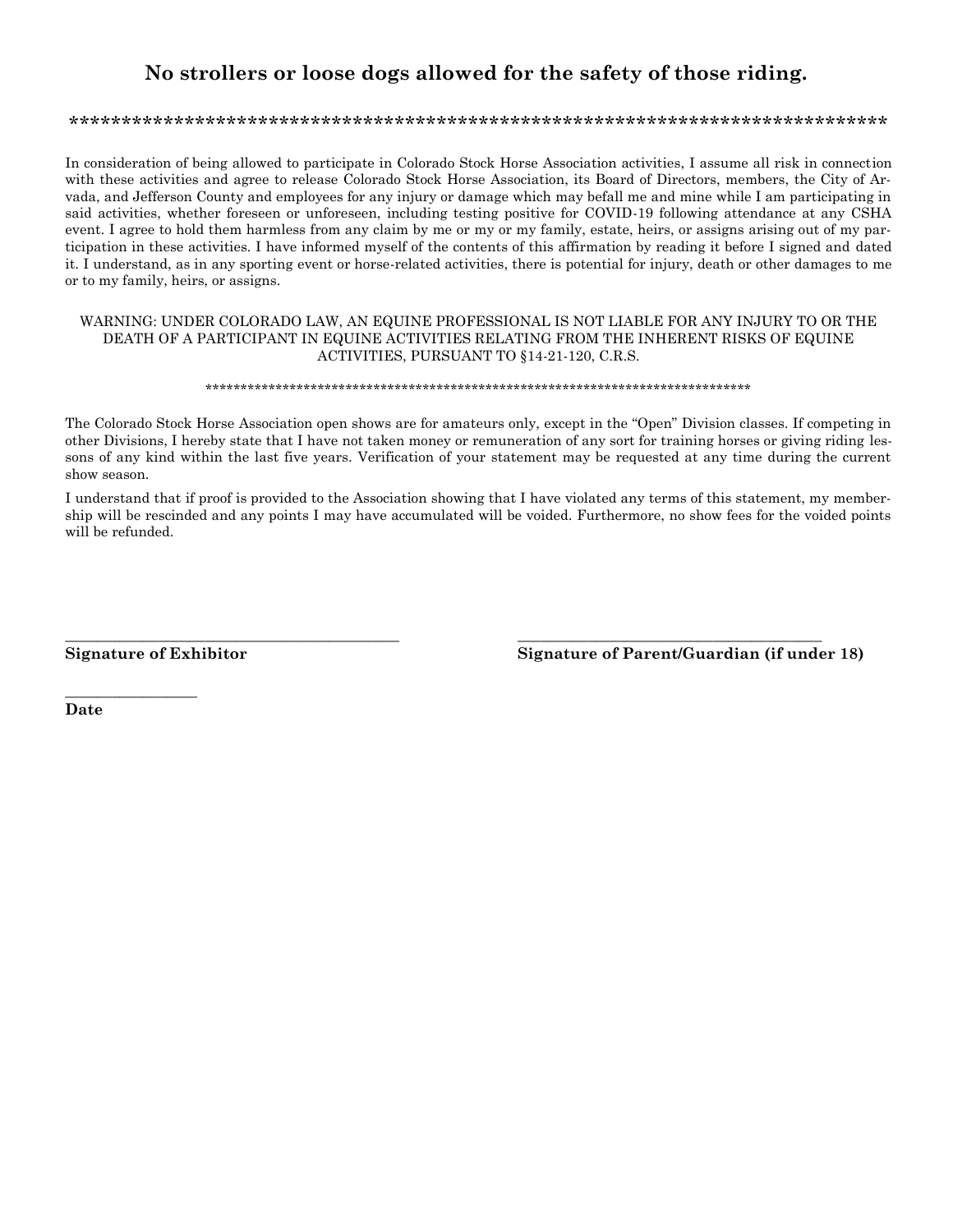## No strollers or loose dogs allowed for the safety of those riding.

**********************************************************************************

In consideration of being allowed to participate in Colorado Stock Horse Association activities, I assume all risk in connection with these activities and agree to release Colorado Stock Horse Association, its Board of Directors, members, the City of Arvada, and Jefferson County and employees for any injury or damage which may befall me and mine while I am participating in said activities, whether foreseen or unforeseen, including testing positive for COVID-19 following attendance at any CSHA event. I agree to hold them harmless from any claim by me or my or my family, estate, heirs, or assigns arising out of my participation in these activities. I have informed myself of the contents of this affirmation by reading it before I signed and dated it. I understand, as in any sporting event or horse-related activities, there is potential for injury, death or other damages to me or to my family, heirs, or assigns.

WARNING: UNDER COLORADO LAW, AN EQUINE PROFESSIONAL IS NOT LIABLE FOR ANY INJURY TO OR THE DEATH OF A PARTICIPANT IN EQUINE ACTIVITIES RELATING FROM THE INHERENT RISKS OF EQUINE ACTIVITIES, PURSUANT TO §14-21-120, C.R.S.

**********************************************************************************

The Colorado Stock Horse Association open shows are for amateurs only, except in the "Open" Division classes. If competing in other Divisions, I hereby state that I have not taken money or remuneration of any sort for training horses or giving riding lessons of any kind within the last five years. Verification of your statement may be requested at any time during the current show season.

I understand that if proof is provided to the Association showing that I have violated any terms of this statement, my membership will be rescinded and any points I may have accumulated will be voided. Furthermore, no show fees for the voided points will be refunded.

_____________________________________________ **Signature of Exhibitor**

_____________________________________________ **Signature of Parent/Guardian (if under 18)**

_________________ **Date**